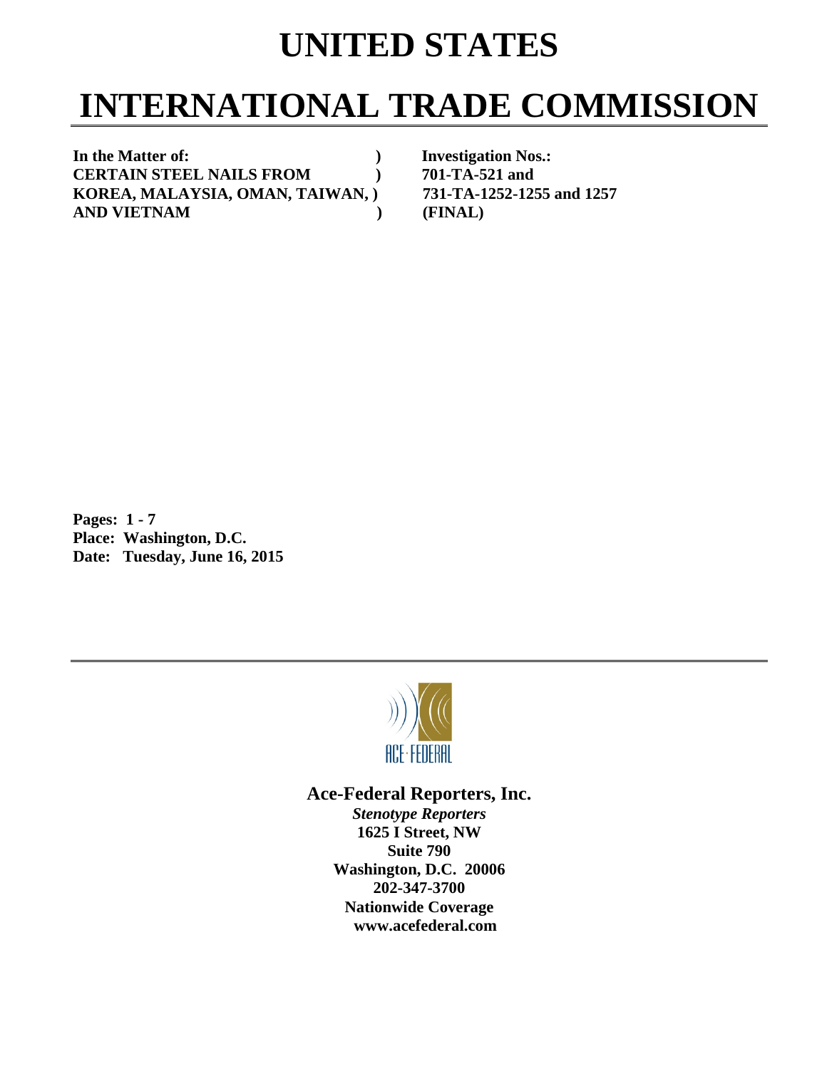# UNITED STATES

# INTERNATIONAL TRADE COMMISSION

| | | |
|---|---|---|
| **In the Matter of:** | **)** | **Investigation Nos.:** |
| **CERTAIN STEEL NAILS FROM** | **)** | **701-TA-521 and** |
| **KOREA, MALAYSIA, OMAN, TAIWAN,** | **)** | **731-TA-1252-1255 and 1257** |
| **AND VIETNAM** | **)** | **(FINAL)** |

**Pages: 1 - 7**
**Place: Washington, D.C.**
**Date: Tuesday, June 16, 2015**

ACE·FEDERAL

**Ace-Federal Reporters, Inc.**
***Stenotype Reporters***
**1625 I Street, NW**
**Suite 790**
**Washington, D.C. 20006**
**202-347-3700**
**Nationwide Coverage**
**www.acefederal.com**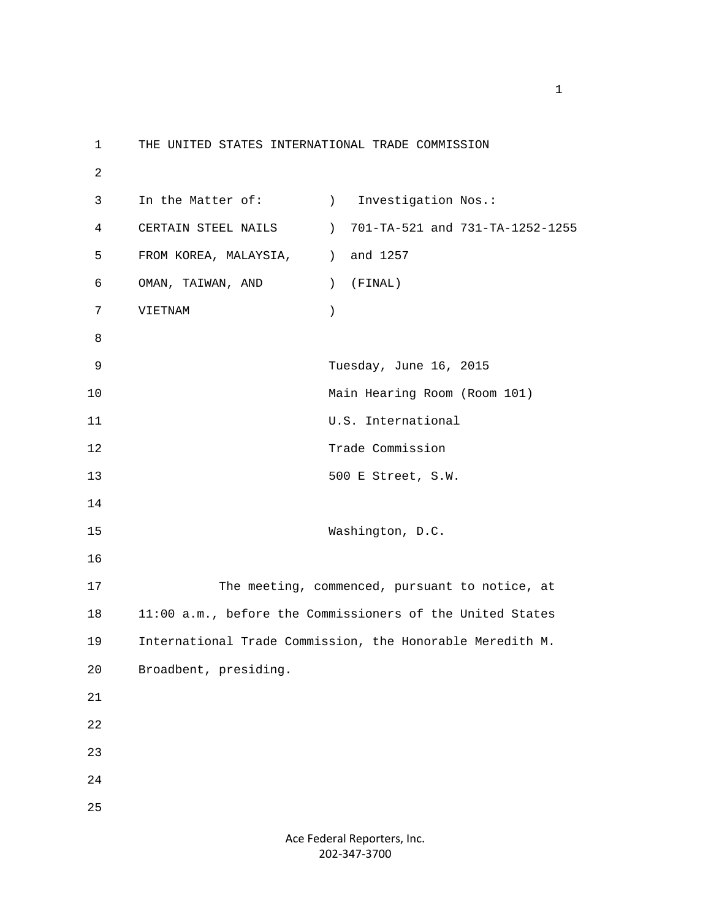THE UNITED STATES INTERNATIONAL TRADE COMMISSION

| In the Matter of: | ) | Investigation Nos.: |
|---|---|---|
| CERTAIN STEEL NAILS | ) | 701-TA-521 and 731-TA-1252-1255 |
| FROM KOREA, MALAYSIA, | ) | and 1257 |
| OMAN, TAIWAN, AND | ) | (FINAL) |
| VIETNAM | ) | |

Tuesday, June 16, 2015
Main Hearing Room (Room 101)
U.S. International
Trade Commission
500 E Street, S.W.

Washington, D.C.

The meeting, commenced, pursuant to notice, at 11:00 a.m., before the Commissioners of the United States International Trade Commission, the Honorable Meredith M. Broadbent, presiding.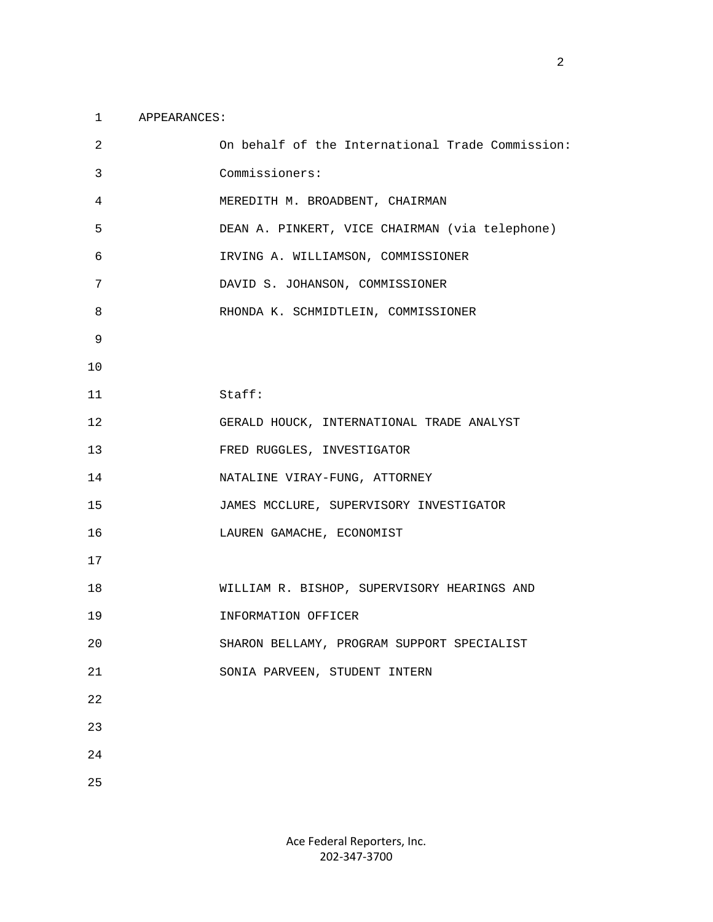APPEARANCES:

On behalf of the International Trade Commission:

Commissioners:

MEREDITH M. BROADBENT, CHAIRMAN

DEAN A. PINKERT, VICE CHAIRMAN (via telephone)

IRVING A. WILLIAMSON, COMMISSIONER

DAVID S. JOHANSON, COMMISSIONER

RHONDA K. SCHMIDTLEIN, COMMISSIONER

Staff:

GERALD HOUCK, INTERNATIONAL TRADE ANALYST

FRED RUGGLES, INVESTIGATOR

NATALINE VIRAY-FUNG, ATTORNEY

JAMES MCCLURE, SUPERVISORY INVESTIGATOR

LAUREN GAMACHE, ECONOMIST

WILLIAM R. BISHOP, SUPERVISORY HEARINGS AND INFORMATION OFFICER

SHARON BELLAMY, PROGRAM SUPPORT SPECIALIST

SONIA PARVEEN, STUDENT INTERN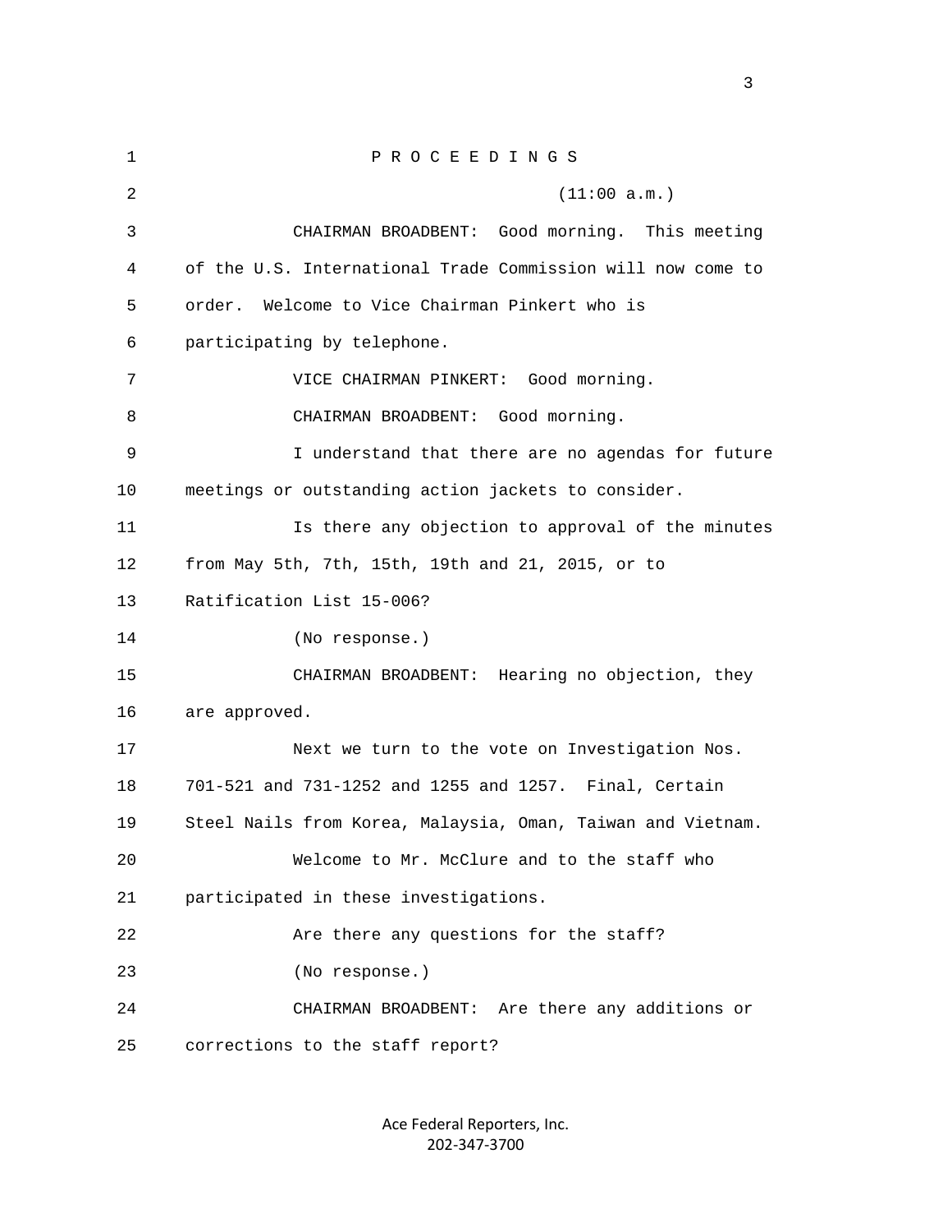P R O C E E D I N G S

(11:00 a.m.)

CHAIRMAN BROADBENT: Good morning. This meeting of the U.S. International Trade Commission will now come to order. Welcome to Vice Chairman Pinkert who is participating by telephone.

VICE CHAIRMAN PINKERT: Good morning.

CHAIRMAN BROADBENT: Good morning.

I understand that there are no agendas for future meetings or outstanding action jackets to consider.

Is there any objection to approval of the minutes from May 5th, 7th, 15th, 19th and 21, 2015, or to Ratification List 15-006?

(No response.)

CHAIRMAN BROADBENT: Hearing no objection, they are approved.

Next we turn to the vote on Investigation Nos. 701-521 and 731-1252 and 1255 and 1257. Final, Certain Steel Nails from Korea, Malaysia, Oman, Taiwan and Vietnam.

Welcome to Mr. McClure and to the staff who participated in these investigations.

Are there any questions for the staff?

(No response.)

CHAIRMAN BROADBENT: Are there any additions or corrections to the staff report?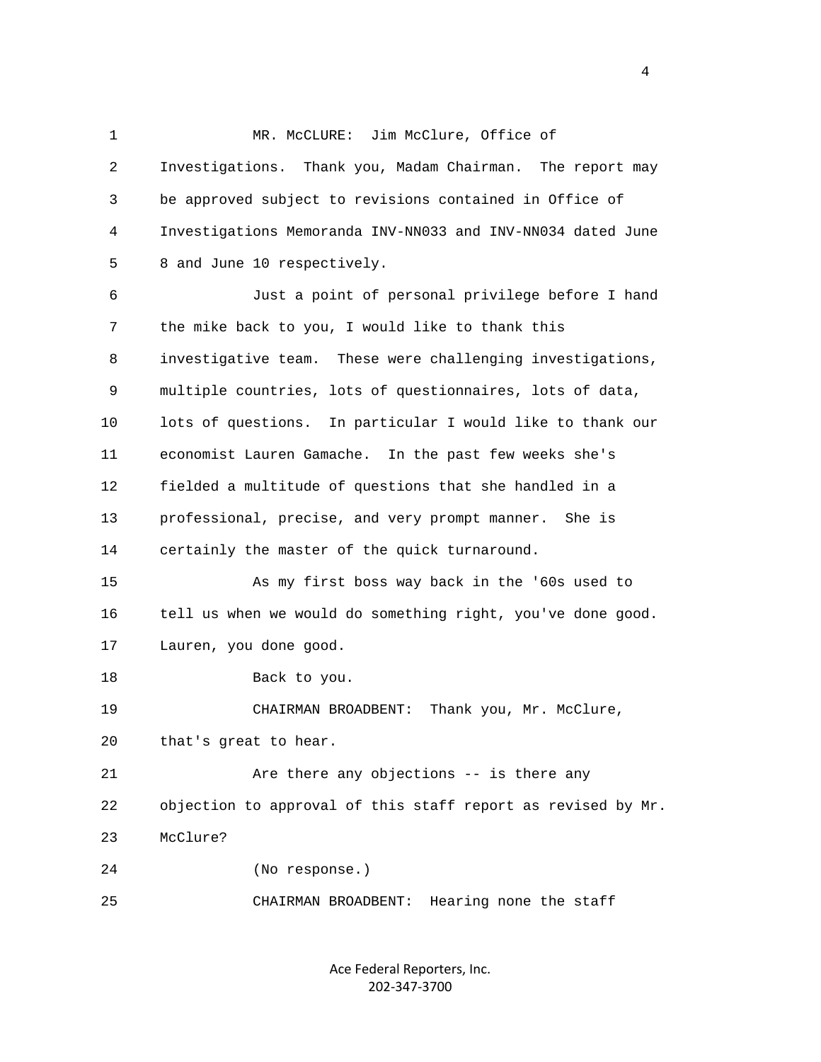MR. McCLURE: Jim McClure, Office of Investigations. Thank you, Madam Chairman. The report may be approved subject to revisions contained in Office of Investigations Memoranda INV-NN033 and INV-NN034 dated June 8 and June 10 respectively.

Just a point of personal privilege before I hand the mike back to you, I would like to thank this investigative team. These were challenging investigations, multiple countries, lots of questionnaires, lots of data, lots of questions. In particular I would like to thank our economist Lauren Gamache. In the past few weeks she's fielded a multitude of questions that she handled in a professional, precise, and very prompt manner. She is certainly the master of the quick turnaround.

As my first boss way back in the '60s used to tell us when we would do something right, you've done good. Lauren, you done good.

Back to you.

CHAIRMAN BROADBENT: Thank you, Mr. McClure, that's great to hear.

Are there any objections -- is there any objection to approval of this staff report as revised by Mr. McClure?

(No response.)

CHAIRMAN BROADBENT: Hearing none the staff

Ace Federal Reporters, Inc.
202-347-3700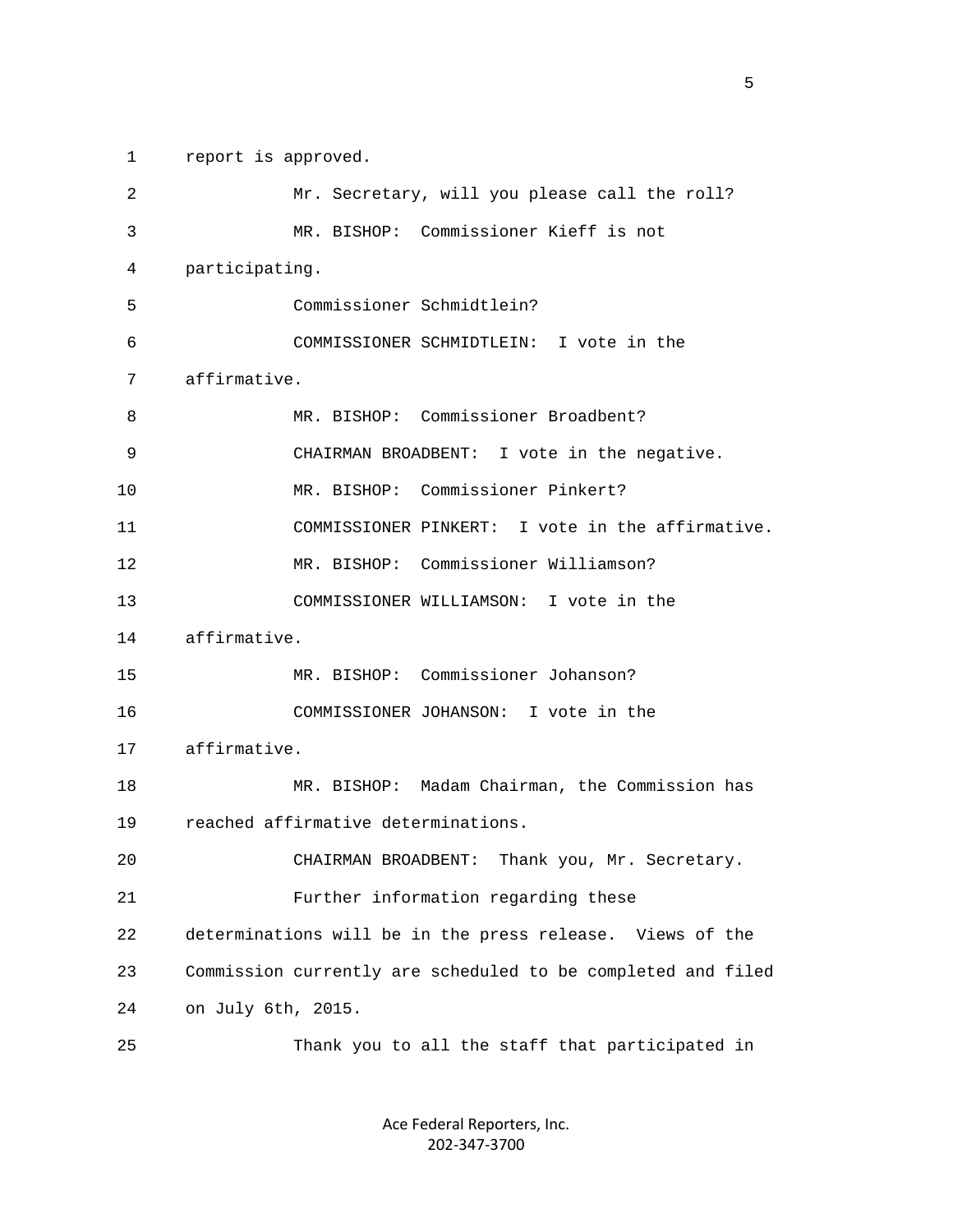report is approved.

Mr. Secretary, will you please call the roll?

MR. BISHOP: Commissioner Kieff is not participating.

Commissioner Schmidtlein?

COMMISSIONER SCHMIDTLEIN: I vote in the affirmative.

MR. BISHOP: Commissioner Broadbent?

CHAIRMAN BROADBENT: I vote in the negative.

MR. BISHOP: Commissioner Pinkert?

COMMISSIONER PINKERT: I vote in the affirmative.

MR. BISHOP: Commissioner Williamson?

COMMISSIONER WILLIAMSON: I vote in the affirmative.

MR. BISHOP: Commissioner Johanson?

COMMISSIONER JOHANSON: I vote in the affirmative.

MR. BISHOP: Madam Chairman, the Commission has reached affirmative determinations.

CHAIRMAN BROADBENT: Thank you, Mr. Secretary.

Further information regarding these determinations will be in the press release. Views of the Commission currently are scheduled to be completed and filed on July 6th, 2015.

Thank you to all the staff that participated in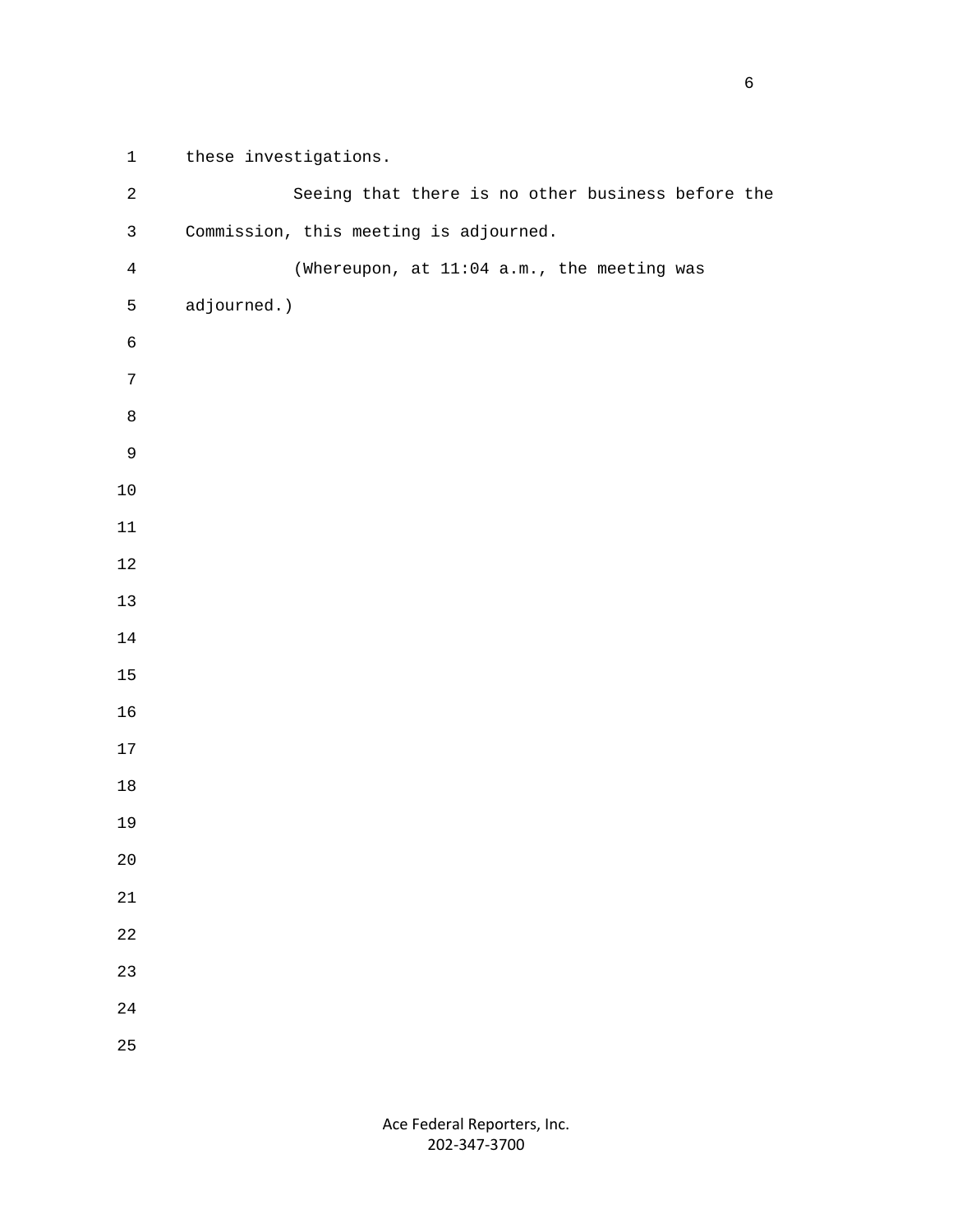these investigations.

Seeing that there is no other business before the Commission, this meeting is adjourned.

(Whereupon, at 11:04 a.m., the meeting was adjourned.)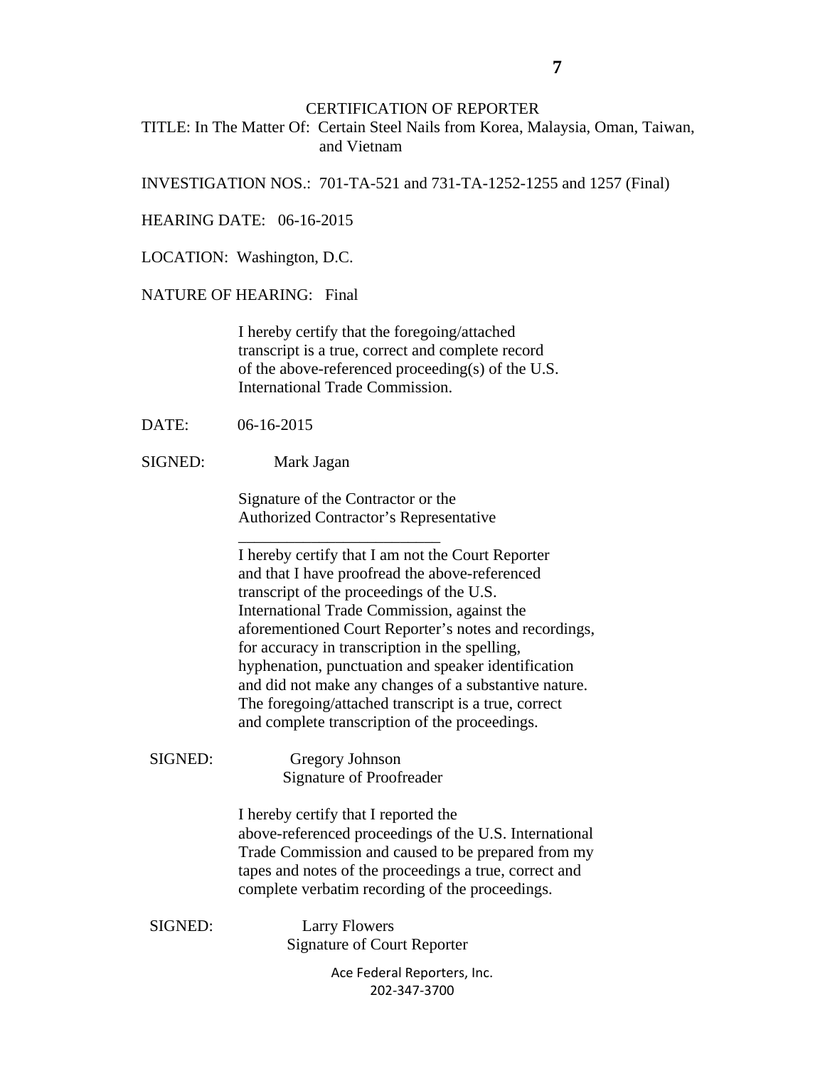# CERTIFICATION OF REPORTER

TITLE: In The Matter Of: Certain Steel Nails from Korea, Malaysia, Oman, Taiwan, and Vietnam

INVESTIGATION NOS.: 701-TA-521 and 731-TA-1252-1255 and 1257 (Final)

HEARING DATE: 06-16-2015

LOCATION: Washington, D.C.

NATURE OF HEARING: Final

I hereby certify that the foregoing/attached transcript is a true, correct and complete record of the above-referenced proceeding(s) of the U.S. International Trade Commission.

DATE: 06-16-2015

SIGNED: Mark Jagan

Signature of the Contractor or the Authorized Contractor's Representative

I hereby certify that I am not the Court Reporter and that I have proofread the above-referenced transcript of the proceedings of the U.S. International Trade Commission, against the aforementioned Court Reporter's notes and recordings, for accuracy in transcription in the spelling, hyphenation, punctuation and speaker identification and did not make any changes of a substantive nature. The foregoing/attached transcript is a true, correct and complete transcription of the proceedings.

SIGNED: Gregory Johnson

Signature of Proofreader

I hereby certify that I reported the above-referenced proceedings of the U.S. International Trade Commission and caused to be prepared from my tapes and notes of the proceedings a true, correct and complete verbatim recording of the proceedings.

SIGNED: Larry Flowers

Signature of Court Reporter